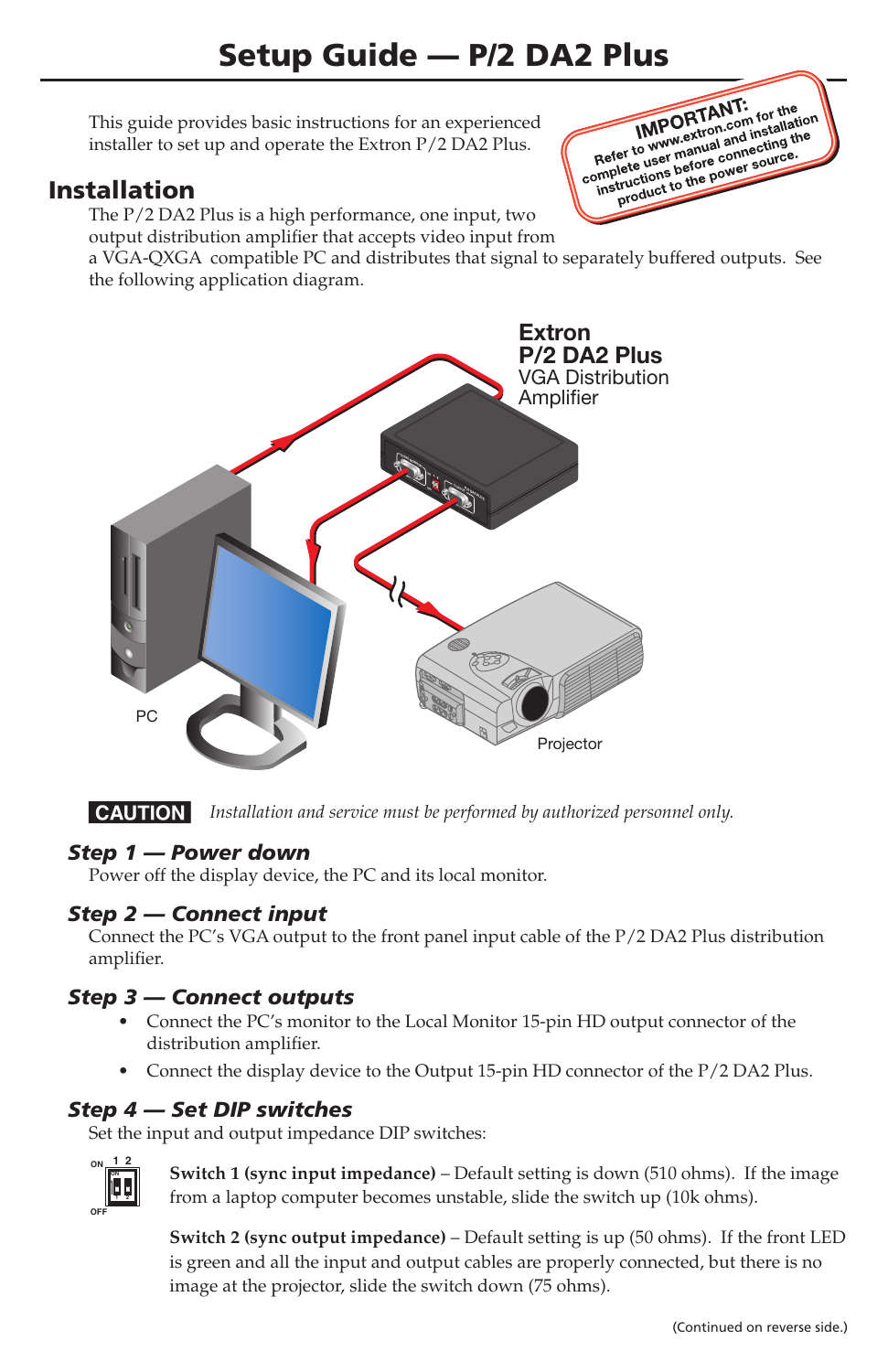# Setup Guide — P/2 DA2 Plus

This guide provides basic instructions for an experienced installer to set up and operate the Extron P/2 DA2 Plus.

**IMPORTANT:** Refer to www.extron.com for the complete user manual and installation instructions before connecting the product to the power source.

## Installation

The P/2 DA2 Plus is a high performance, one input, two output distribution amplifier that accepts video input from a VGA-QXGA compatible PC and distributes that signal to separately buffered outputs. See the following application diagram.

**Extron P/2 DA2 Plus** VGA Distribution Amplifier

PC

Projector

**CAUTION** *Installation and service must be performed by authorized personnel only.*

### *Step 1 — Power down*

Power off the display device, the PC and its local monitor.

### *Step 2 — Connect input*

Connect the PC's VGA output to the front panel input cable of the P/2 DA2 Plus distribution amplifier.

### *Step 3 — Connect outputs*

- Connect the PC's monitor to the Local Monitor 15-pin HD output connector of the distribution amplifier.
- Connect the display device to the Output 15-pin HD connector of the P/2 DA2 Plus.

### *Step 4 — Set DIP switches*

Set the input and output impedance DIP switches:

ON 1 2

OFF

**Switch 1 (sync input impedance)** – Default setting is down (510 ohms). If the image from a laptop computer becomes unstable, slide the switch up (10k ohms).

**Switch 2 (sync output impedance)** – Default setting is up (50 ohms). If the front LED is green and all the input and output cables are properly connected, but there is no image at the projector, slide the switch down (75 ohms).

(Continued on reverse side.)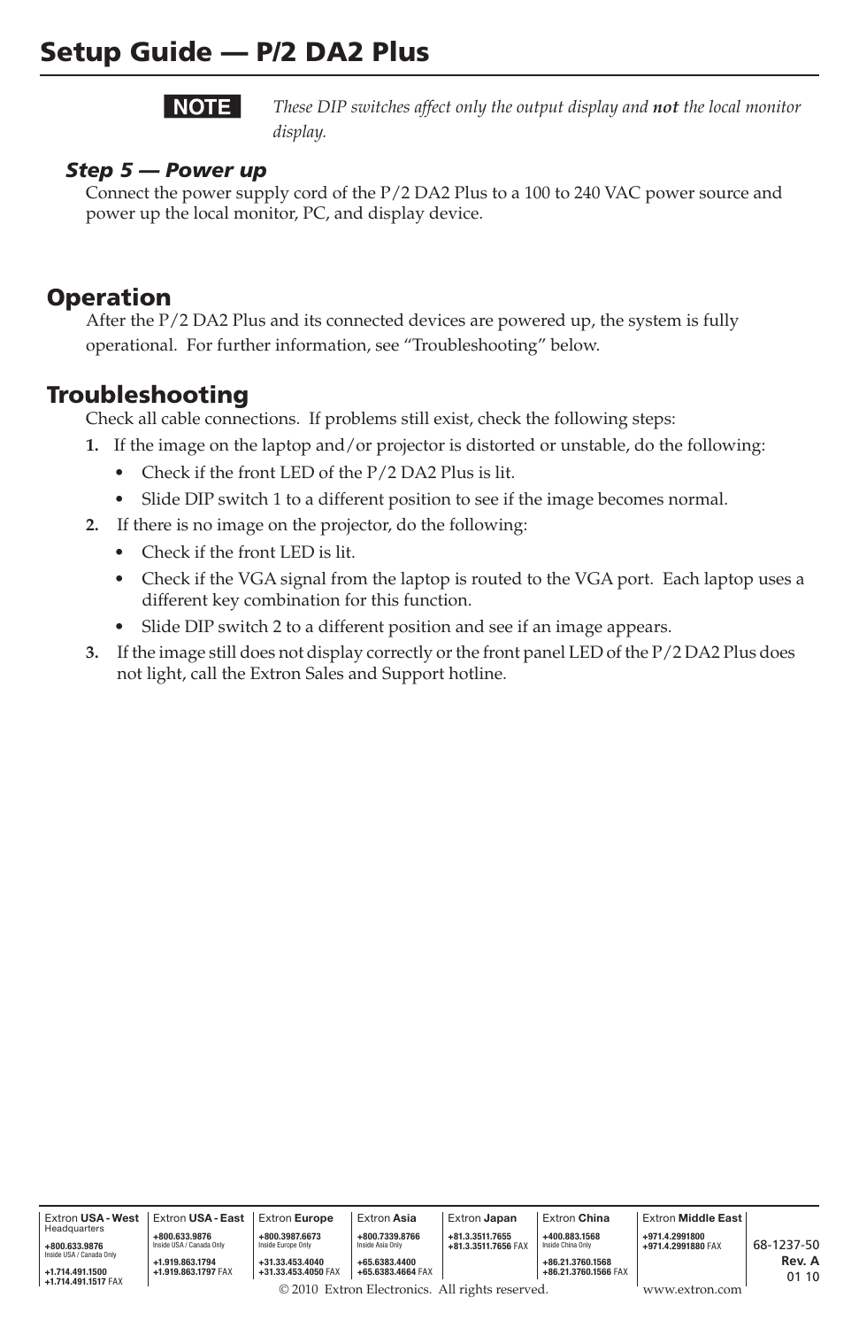# Setup Guide — P/2 DA2 Plus

**NOTE** *These DIP switches affect only the output display and **not** the local monitor display.*

### *Step 5 — Power up*

Connect the power supply cord of the P/2 DA2 Plus to a 100 to 240 VAC power source and power up the local monitor, PC, and display device.

## Operation

After the P/2 DA2 Plus and its connected devices are powered up, the system is fully operational. For further information, see "Troubleshooting" below.

## Troubleshooting

Check all cable connections. If problems still exist, check the following steps:

1. If the image on the laptop and/or projector is distorted or unstable, do the following:
   - Check if the front LED of the P/2 DA2 Plus is lit.
   - Slide DIP switch 1 to a different position to see if the image becomes normal.
2. If there is no image on the projector, do the following:
   - Check if the front LED is lit.
   - Check if the VGA signal from the laptop is routed to the VGA port. Each laptop uses a different key combination for this function.
   - Slide DIP switch 2 to a different position and see if an image appears.
3. If the image still does not display correctly or the front panel LED of the P/2 DA2 Plus does not light, call the Extron Sales and Support hotline.

| Extron **USA - West** Headquarters | Extron **USA - East** | Extron **Europe** | Extron **Asia** | Extron **Japan** | Extron **China** | Extron **Middle East** | |
|---|---|---|---|---|---|---|---|
| **+800.633.9876** Inside USA / Canada Only | **+800.633.9876** Inside USA / Canada Only | **+800.3987.6673** Inside Europe Only | **+800.7339.8766** Inside Asia Only | **+81.3.3511.7655** | **+400.883.1568** Inside China Only | **+971.4.2991800** | 68-1237-50 |
| **+1.714.491.1500** | **+1.919.863.1794** | **+31.33.453.4040** | **+65.6383.4400** | **+81.3.3511.7656** FAX | **+86.21.3760.1568** | **+971.4.2991880** FAX | **Rev. A** |
| **+1.714.491.1517** FAX | **+1.919.863.1797** FAX | **+31.33.453.4050** FAX | **+65.6383.4664** FAX | | **+86.21.3760.1566** FAX | | 01 10 |

© 2010 Extron Electronics. All rights reserved. www.extron.com